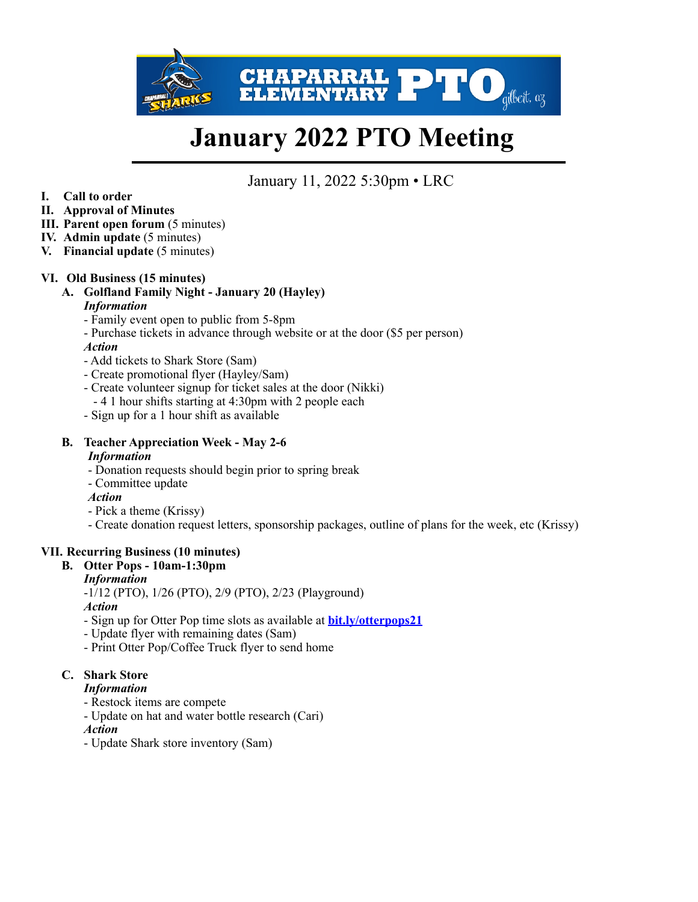CHAPARRAL ELEMENTARY PTO gilbert, az

# January 2022 PTO Meeting

January 11, 2022 5:30pm • LRC

I. **Call to order**
II. **Approval of Minutes**
III. **Parent open forum** (5 minutes)
IV. **Admin update** (5 minutes)
V. **Financial update** (5 minutes)

## VI. Old Business (15 minutes)

**A. Golfland Family Night - January 20 (Hayley)**

***Information***

- Family event open to public from 5-8pm
- Purchase tickets in advance through website or at the door ($5 per person)

***Action***

- Add tickets to Shark Store (Sam)
- Create promotional flyer (Hayley/Sam)
- Create volunteer signup for ticket sales at the door (Nikki)
  - 4 1 hour shifts starting at 4:30pm with 2 people each
- Sign up for a 1 hour shift as available

**B. Teacher Appreciation Week - May 2-6**

***Information***

- Donation requests should begin prior to spring break
- Committee update

***Action***

- Pick a theme (Krissy)
- Create donation request letters, sponsorship packages, outline of plans for the week, etc (Krissy)

## VII. Recurring Business (10 minutes)

**B. Otter Pops - 10am-1:30pm**

***Information***

-1/12 (PTO), 1/26 (PTO), 2/9 (PTO), 2/23 (Playground)

***Action***

- Sign up for Otter Pop time slots as available at **bit.ly/otterpops21**
- Update flyer with remaining dates (Sam)
- Print Otter Pop/Coffee Truck flyer to send home

**C. Shark Store**

***Information***

- Restock items are compete
- Update on hat and water bottle research (Cari)

***Action***

- Update Shark store inventory (Sam)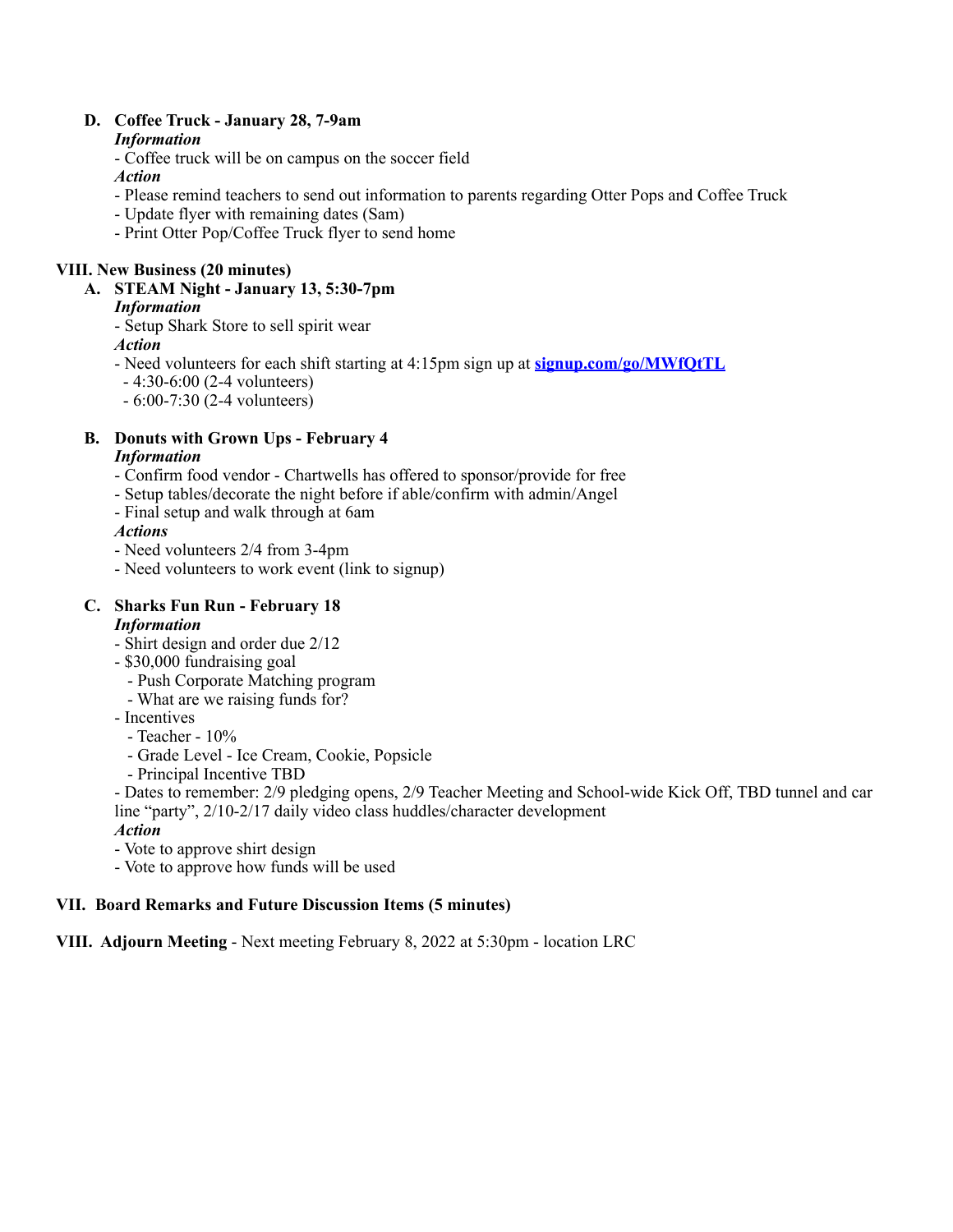**D. Coffee Truck - January 28, 7-9am**

*Information*

- Coffee truck will be on campus on the soccer field

*Action*

- Please remind teachers to send out information to parents regarding Otter Pops and Coffee Truck
- Update flyer with remaining dates (Sam)
- Print Otter Pop/Coffee Truck flyer to send home

## VIII. New Business (20 minutes)

**A. STEAM Night - January 13, 5:30-7pm**

*Information*

- Setup Shark Store to sell spirit wear

*Action*

- Need volunteers for each shift starting at 4:15pm sign up at **[signup.com/go/MWfQtTL](signup.com/go/MWfQtTL)**
  - 4:30-6:00 (2-4 volunteers)
  - 6:00-7:30 (2-4 volunteers)

**B. Donuts with Grown Ups - February 4**

*Information*

- Confirm food vendor - Chartwells has offered to sponsor/provide for free
- Setup tables/decorate the night before if able/confirm with admin/Angel
- Final setup and walk through at 6am

*Actions*

- Need volunteers 2/4 from 3-4pm
- Need volunteers to work event (link to signup)

**C. Sharks Fun Run - February 18**

*Information*

- Shirt design and order due 2/12
- $30,000 fundraising goal
  - Push Corporate Matching program
  - What are we raising funds for?
- Incentives
  - Teacher - 10%
  - Grade Level - Ice Cream, Cookie, Popsicle
  - Principal Incentive TBD
- Dates to remember: 2/9 pledging opens, 2/9 Teacher Meeting and School-wide Kick Off, TBD tunnel and car line "party", 2/10-2/17 daily video class huddles/character development

*Action*

- Vote to approve shirt design
- Vote to approve how funds will be used

## VII. Board Remarks and Future Discussion Items (5 minutes)

## VIII. Adjourn Meeting - Next meeting February 8, 2022 at 5:30pm - location LRC